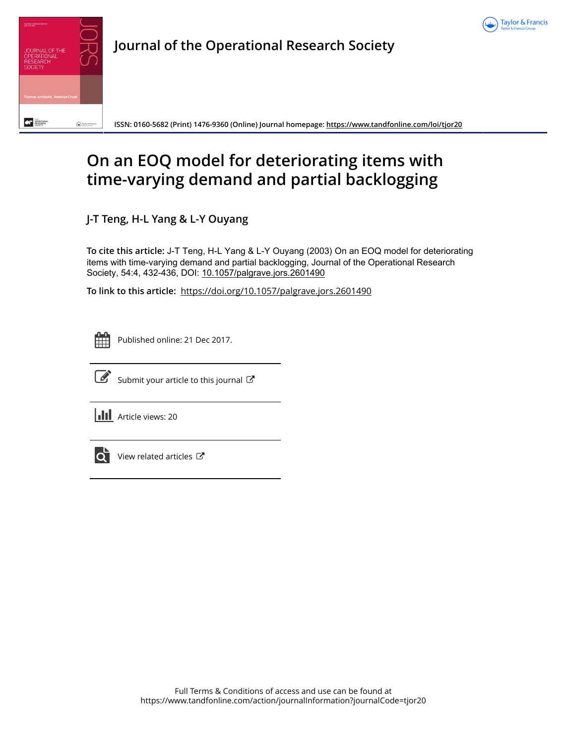# Journal of the Operational Research Society

ISSN: 0160-5682 (Print) 1476-9360 (Online) Journal homepage: https://www.tandfonline.com/loi/tjor20

# On an EOQ model for deteriorating items with time-varying demand and partial backlogging

**J-T Teng, H-L Yang & L-Y Ouyang**

**To cite this article:** J-T Teng, H-L Yang & L-Y Ouyang (2003) On an EOQ model for deteriorating items with time-varying demand and partial backlogging, Journal of the Operational Research Society, 54:4, 432-436, DOI: 10.1057/palgrave.jors.2601490

**To link to this article:** https://doi.org/10.1057/palgrave.jors.2601490

Published online: 21 Dec 2017.

Submit your article to this journal

Article views: 20

View related articles

Full Terms & Conditions of access and use can be found at https://www.tandfonline.com/action/journalInformation?journalCode=tjor20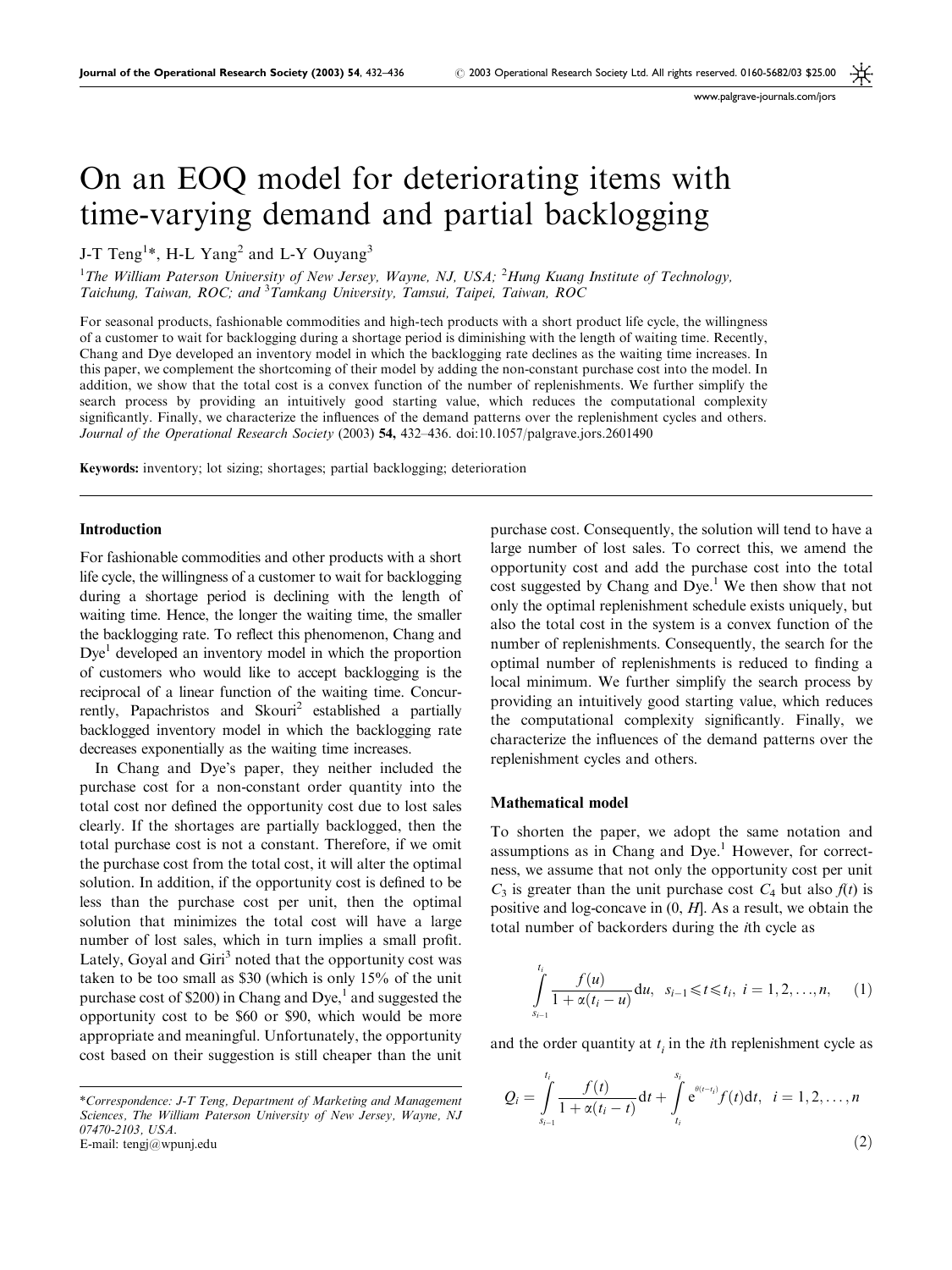# On an EOQ model for deteriorating items with time-varying demand and partial backlogging

J-T Teng[1]*, H-L Yang[2] and L-Y Ouyang[3]

[1]The William Paterson University of New Jersey, Wayne, NJ, USA; [2]Hung Kuang Institute of Technology, Taichung, Taiwan, ROC; and [3]Tamkang University, Tamsui, Taipei, Taiwan, ROC

For seasonal products, fashionable commodities and high-tech products with a short product life cycle, the willingness of a customer to wait for backlogging during a shortage period is diminishing with the length of waiting time. Recently, Chang and Dye developed an inventory model in which the backlogging rate declines as the waiting time increases. In this paper, we complement the shortcoming of their model by adding the non-constant purchase cost into the model. In addition, we show that the total cost is a convex function of the number of replenishments. We further simplify the search process by providing an intuitively good starting value, which reduces the computational complexity significantly. Finally, we characterize the influences of the demand patterns over the replenishment cycles and others. *Journal of the Operational Research Society* (2003) **54**, 432–436. doi:10.1057/palgrave.jors.2601490

**Keywords:** inventory; lot sizing; shortages; partial backlogging; deterioration

## Introduction

For fashionable commodities and other products with a short life cycle, the willingness of a customer to wait for backlogging during a shortage period is declining with the length of waiting time. Hence, the longer the waiting time, the smaller the backlogging rate. To reflect this phenomenon, Chang and Dye[1] developed an inventory model in which the proportion of customers who would like to accept backlogging is the reciprocal of a linear function of the waiting time. Concurrently, Papachristos and Skouri[2] established a partially backlogged inventory model in which the backlogging rate decreases exponentially as the waiting time increases.

In Chang and Dye's paper, they neither included the purchase cost for a non-constant order quantity into the total cost nor defined the opportunity cost due to lost sales clearly. If the shortages are partially backlogged, then the total purchase cost is not a constant. Therefore, if we omit the purchase cost from the total cost, it will alter the optimal solution. In addition, if the opportunity cost is defined to be less than the purchase cost per unit, then the optimal solution that minimizes the total cost will have a large number of lost sales, which in turn implies a small profit. Lately, Goyal and Giri[3] noted that the opportunity cost was taken to be too small as \$30 (which is only 15% of the unit purchase cost of \$200) in Chang and Dye,[1] and suggested the opportunity cost to be \$60 or \$90, which would be more appropriate and meaningful. Unfortunately, the opportunity cost based on their suggestion is still cheaper than the unit purchase cost. Consequently, the solution will tend to have a large number of lost sales. To correct this, we amend the opportunity cost and add the purchase cost into the total cost suggested by Chang and Dye.[1] We then show that not only the optimal replenishment schedule exists uniquely, but also the total cost in the system is a convex function of the number of replenishments. Consequently, the search for the optimal number of replenishments is reduced to finding a local minimum. We further simplify the search process by providing an intuitively good starting value, which reduces the computational complexity significantly. Finally, we characterize the influences of the demand patterns over the replenishment cycles and others.

## Mathematical model

To shorten the paper, we adopt the same notation and assumptions as in Chang and Dye.[1] However, for correctness, we assume that not only the opportunity cost per unit $C_3$ is greater than the unit purchase cost $C_4$ but also $f(t)$ is positive and log-concave in $(0, H]$. As a result, we obtain the total number of backorders during the $i$th cycle as

$$\int_{s_{i-1}}^{t_i} \frac{f(u)}{1+\alpha(t_i - u)}\,du, \quad s_{i-1} \leqslant t \leqslant t_i,\ i = 1, 2, \ldots, n, \tag{1}$$

and the order quantity at $t_i$ in the $i$th replenishment cycle as

$$Q_i = \int_{s_{i-1}}^{t_i} \frac{f(t)}{1+\alpha(t_i - t)}\,dt + \int_{t_i}^{s_i} e^{\theta(t-t_i)} f(t)\,dt, \quad i = 1, 2, \ldots, n \tag{2}$$

*Correspondence: J-T Teng, Department of Marketing and Management Sciences, The William Paterson University of New Jersey, Wayne, NJ 07470-2103, USA.
E-mail: tengj@wpunj.edu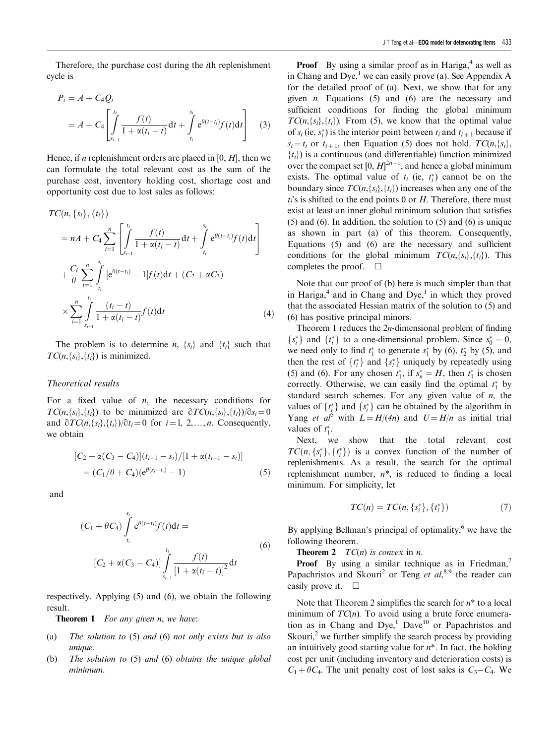Therefore, the purchase cost during the $i$th replenishment cycle is

$$P_i = A + C_4 Q_i = A + C_4\left[\int_{s_{i-1}}^{t_i} \frac{f(t)}{1+\alpha(t_i - t)}\mathrm{d}t + \int_{t_i}^{s_i} \mathrm{e}^{\theta(t-t_i)} f(t)\mathrm{d}t\right] \quad (3)$$

Hence, if $n$ replenishment orders are placed in $[0, H]$, then we can formulate the total relevant cost as the sum of the purchase cost, inventory holding cost, shortage cost and opportunity cost due to lost sales as follows:

$$\begin{aligned} TC(n,\{s_i\},\{t_i\}) &= nA + C_4 \sum_{i=1}^{n}\left[\int_{s_{i-1}}^{t_i} \frac{f(t)}{1+\alpha(t_i-t)}\mathrm{d}t + \int_{t_i}^{s_i} \mathrm{e}^{\theta(t-t_i)} f(t)\mathrm{d}t\right] \\ &+ \frac{C_i}{\theta}\sum_{t=1}^{n}\int_{t_i}^{s_i}[\mathrm{e}^{\theta(t-t_i)} - 1]f(t)\mathrm{d}t + (C_2 + \alpha C_3) \\ &\times \sum_{i=1}^{n}\int_{s_{i-1}}^{t_i} \frac{(t_i - t)}{1+\alpha(t_i - t)} f(t)\mathrm{d}t \end{aligned} \quad (4)$$

The problem is to determine $n$, $\{s_i\}$ and $\{t_i\}$ such that $TC(n,\{s_i\},\{t_i\})$ is minimized.

### Theoretical results

For a fixed value of $n$, the necessary conditions for $TC(n,\{s_i\},\{t_i\})$ to be minimized are $\partial TC(n,\{s_i\},\{t_i\})/\partial s_i = 0$ and $\partial TC(n,\{s_i\},\{t_i\})/\partial t_i = 0$ for $i = 1, 2, \ldots, n$. Consequently, we obtain

$$[C_2 + \alpha(C_3 - C_4)](t_{i+1} - s_i)/[1 + \alpha(t_{i+1} - s_i)] = (C_1/\theta + C_4)(\mathrm{e}^{\theta(s_i - t_i)} - 1) \quad (5)$$

and

$$(C_1 + \theta C_4)\int_{t_i}^{s_i} \mathrm{e}^{\theta(t-t_i)} f(t)\mathrm{d}t = [C_2 + \alpha(C_3 - C_4)]\int_{s_{i-1}}^{t_i} \frac{f(t)}{[1+\alpha(t_i - t)]^2}\mathrm{d}t \quad (6)$$

respectively. Applying (5) and (6), we obtain the following result.

**Theorem 1** *For any given n, we have*:

(a) *The solution to* (5) *and* (6) *not only exists but is also unique.*

(b) *The solution to* (5) *and* (6) *obtains the unique global minimum.*

**Proof** By using a similar proof as in Hariga,[4] as well as in Chang and Dye,[1] we can easily prove (a). See Appendix A for the detailed proof of (a). Next, we show that for any given $n$. Equations (5) and (6) are the necessary and sufficient conditions for finding the global minimum $TC(n,\{s_i\},\{t_i\})$. From (5), we know that the optimal value of $s_i$ (ie, $s_i^*$) is the interior point between $t_i$ and $t_{i+1}$ because if $s_i = t_i$ or $t_{i+1}$, then Equation (5) does not hold. $TC(n,\{s_i\},\{t_i\})$ is a continuous (and differentiable) function minimized over the compact set $[0, H]^{2n-1}$, and hence a global minimum exists. The optimal value of $t_i$ (ie, $t_i^*$) cannot be on the boundary since $TC(n,\{s_i\},\{t_i\})$ increases when any one of the $t_i$'s is shifted to the end points 0 or $H$. Therefore, there must exist at least an inner global minimum solution that satisfies (5) and (6). In addition, the solution to (5) and (6) is unique as shown in part (a) of this theorem. Consequently, Equations (5) and (6) are the necessary and sufficient conditions for the global minimum $TC(n,\{s_i\},\{t_i\})$. This completes the proof. □

Note that our proof of (b) here is much simpler than that in Hariga,[4] and in Chang and Dye,[1] in which they proved that the associated Hessian matrix of the solution to (5) and (6) has positive principal minors.

Theorem 1 reduces the $2n$-dimensional problem of finding $\{s_i^*\}$ and $\{t_i^*\}$ to a one-dimensional problem. Since $s_0^* = 0$, we need only to find $t_1^*$ to generate $s_1^*$ by (6), $t_2^*$ by (5), and then the rest of $\{t_i^*\}$ and $\{s_i^*\}$ uniquely by repeatedly using (5) and (6). For any chosen $t_1^*$, if $s_n^* = H$, then $t_1^*$ is chosen correctly. Otherwise, we can easily find the optimal $t_1^*$ by standard search schemes. For any given value of $n$, the values of $\{t_i^*\}$ and $\{s_i^*\}$ can be obtained by the algorithm in Yang *et al*[5] with $L = H/(4n)$ and $U = H/n$ as initial trial values of $t_1^*$.

Next, we show that the total relevant cost $TC(n,\{s_i^*\},\{t_i^*\})$ is a convex function of the number of replenishments. As a result, the search for the optimal replenishment number, $n^*$, is reduced to finding a local minimum. For simplicity, let

$$TC(n) = TC(n,\{s_i^*\},\{t_i^*\}) \quad (7)$$

By applying Bellman's principal of optimality,[6] we have the following theorem.

**Theorem 2** *$TC(n)$ is convex in n.*

**Proof** By using a similar technique as in Friedman,[7] Papachristos and Skouri[2] or Teng *et al*,[8,9] the reader can easily prove it. □

Note that Theorem 2 simplifies the search for $n^*$ to a local minimum of $TC(n)$. To avoid using a brute force enumeration as in Chang and Dye,[1] Dave[10] or Papachristos and Skouri,[2] we further simplify the search process by providing an intuitively good starting value for $n^*$. In fact, the holding cost per unit (including inventory and deterioration costs) is $C_1 + \theta C_4$. The unit penalty cost of lost sales is $C_3 - C_4$. We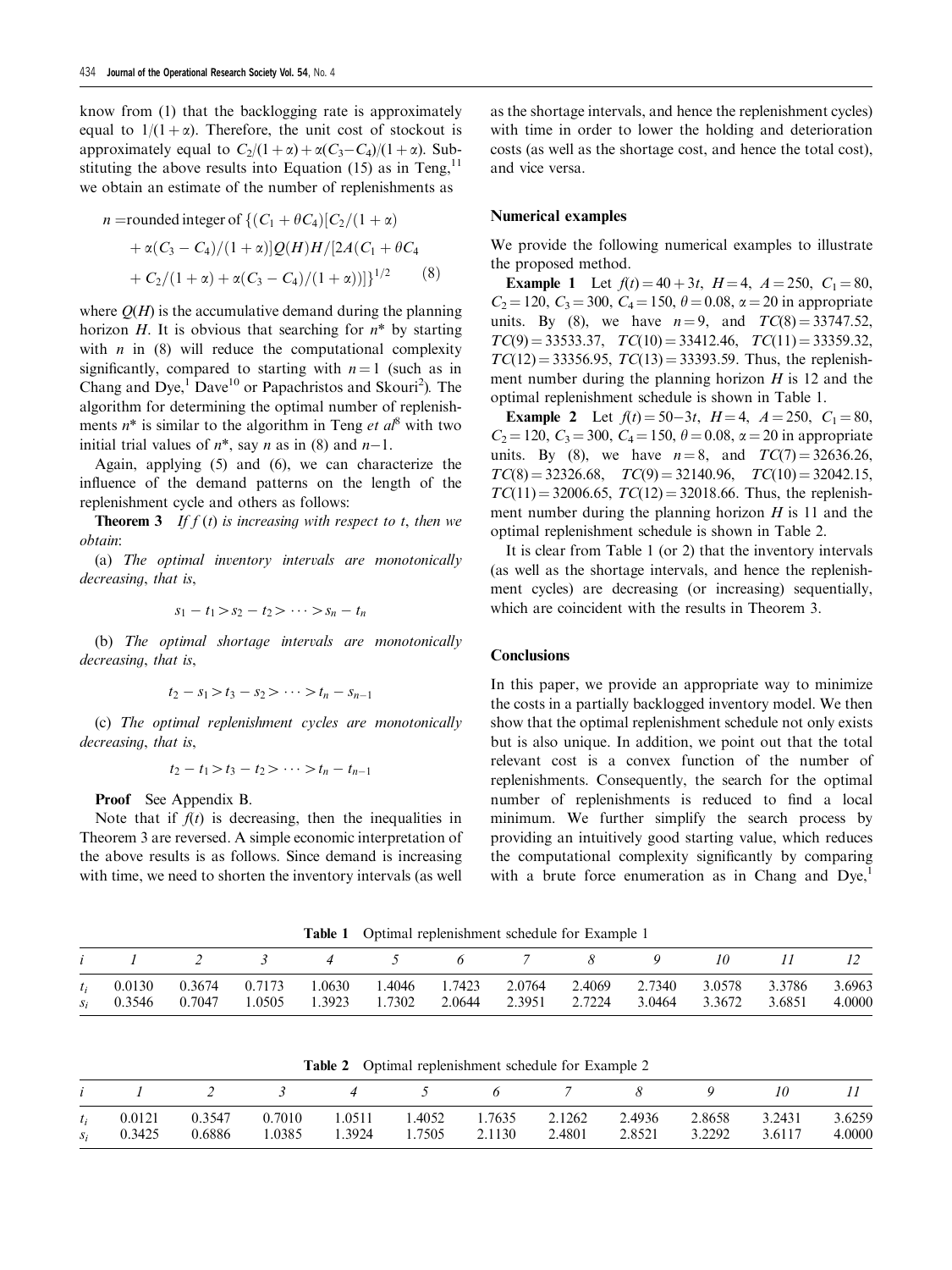know from (1) that the backlogging rate is approximately equal to $1/(1+\alpha)$. Therefore, the unit cost of stockout is approximately equal to $C_2/(1+\alpha)+\alpha(C_3-C_4)/(1+\alpha)$. Substituting the above results into Equation (15) as in Teng,[11] we obtain an estimate of the number of replenishments as

$$n = \text{rounded integer of } \{(C_1+\theta C_4)[C_2/(1+\alpha) + \alpha(C_3-C_4)/(1+\alpha)]Q(H)H/[2A(C_1+\theta C_4 + C_2/(1+\alpha)+\alpha(C_3-C_4)/(1+\alpha))]\}^{1/2} \quad (8)$$

where $Q(H)$ is the accumulative demand during the planning horizon $H$. It is obvious that searching for $n^*$ by starting with $n$ in (8) will reduce the computational complexity significantly, compared to starting with $n=1$ (such as in Chang and Dye,[1] Dave[10] or Papachristos and Skouri[2]). The algorithm for determining the optimal number of replenishments $n^*$ is similar to the algorithm in Teng *et al*[8] with two initial trial values of $n^*$, say $n$ as in (8) and $n-1$.

Again, applying (5) and (6), we can characterize the influence of the demand patterns on the length of the replenishment cycle and others as follows:

**Theorem 3** *If $f(t)$ is increasing with respect to $t$, then we obtain*:

(a) *The optimal inventory intervals are monotonically decreasing, that is,*

$$s_1-t_1>s_2-t_2>\cdots>s_n-t_n$$

(b) *The optimal shortage intervals are monotonically decreasing, that is,*

$$t_2-s_1>t_3-s_2>\cdots>t_n-s_{n-1}$$

(c) *The optimal replenishment cycles are monotonically decreasing, that is,*

$$t_2-t_1>t_3-t_2>\cdots>t_n-t_{n-1}$$

**Proof** See Appendix B.

Note that if $f(t)$ is decreasing, then the inequalities in Theorem 3 are reversed. A simple economic interpretation of the above results is as follows. Since demand is increasing with time, we need to shorten the inventory intervals (as well as the shortage intervals, and hence the replenishment cycles) with time in order to lower the holding and deterioration costs (as well as the shortage cost, and hence the total cost), and vice versa.

## Numerical examples

We provide the following numerical examples to illustrate the proposed method.

**Example 1** Let $f(t)=40+3t$, $H=4$, $A=250$, $C_1=80$, $C_2=120$, $C_3=300$, $C_4=150$, $\theta=0.08$, $\alpha=20$ in appropriate units. By (8), we have $n=9$, and $TC(8)=33747.52$, $TC(9)=33533.37$, $TC(10)=33412.46$, $TC(11)=33359.32$, $TC(12)=33356.95$, $TC(13)=33393.59$. Thus, the replenishment number during the planning horizon $H$ is 12 and the optimal replenishment schedule is shown in Table 1.

**Example 2** Let $f(t)=50-3t$, $H=4$, $A=250$, $C_1=80$, $C_2=120$, $C_3=300$, $C_4=150$, $\theta=0.08$, $\alpha=20$ in appropriate units. By (8), we have $n=8$, and $TC(7)=32636.26$, $TC(8)=32326.68$, $TC(9)=32140.96$, $TC(10)=32042.15$, $TC(11)=32006.65$, $TC(12)=32018.66$. Thus, the replenishment number during the planning horizon $H$ is 11 and the optimal replenishment schedule is shown in Table 2.

It is clear from Table 1 (or 2) that the inventory intervals (as well as the shortage intervals, and hence the replenishment cycles) are decreasing (or increasing) sequentially, which are coincident with the results in Theorem 3.

## Conclusions

In this paper, we provide an appropriate way to minimize the costs in a partially backlogged inventory model. We then show that the optimal replenishment schedule not only exists but is also unique. In addition, we point out that the total relevant cost is a convex function of the number of replenishments. Consequently, the search for the optimal number of replenishments is reduced to find a local minimum. We further simplify the search process by providing an intuitively good starting value, which reduces the computational complexity significantly by comparing with a brute force enumeration as in Chang and Dye,[1]

**Table 1** Optimal replenishment schedule for Example 1

| $i$ | 1 | 2 | 3 | 4 | 5 | 6 | 7 | 8 | 9 | 10 | 11 | 12 |
|---|---|---|---|---|---|---|---|---|---|---|---|---|
| $t_i$ | 0.0130 | 0.3674 | 0.7173 | 1.0630 | 1.4046 | 1.7423 | 2.0764 | 2.4069 | 2.7340 | 3.0578 | 3.3786 | 3.6963 |
| $s_i$ | 0.3546 | 0.7047 | 1.0505 | 1.3923 | 1.7302 | 2.0644 | 2.3951 | 2.7224 | 3.0464 | 3.3672 | 3.6851 | 4.0000 |

**Table 2** Optimal replenishment schedule for Example 2

| $i$ | 1 | 2 | 3 | 4 | 5 | 6 | 7 | 8 | 9 | 10 | 11 |
|---|---|---|---|---|---|---|---|---|---|---|---|
| $t_i$ | 0.0121 | 0.3547 | 0.7010 | 1.0511 | 1.4052 | 1.7635 | 2.1262 | 2.4936 | 2.8658 | 3.2431 | 3.6259 |
| $s_i$ | 0.3425 | 0.6886 | 1.0385 | 1.3924 | 1.7505 | 2.1130 | 2.4801 | 2.8521 | 3.2292 | 3.6117 | 4.0000 |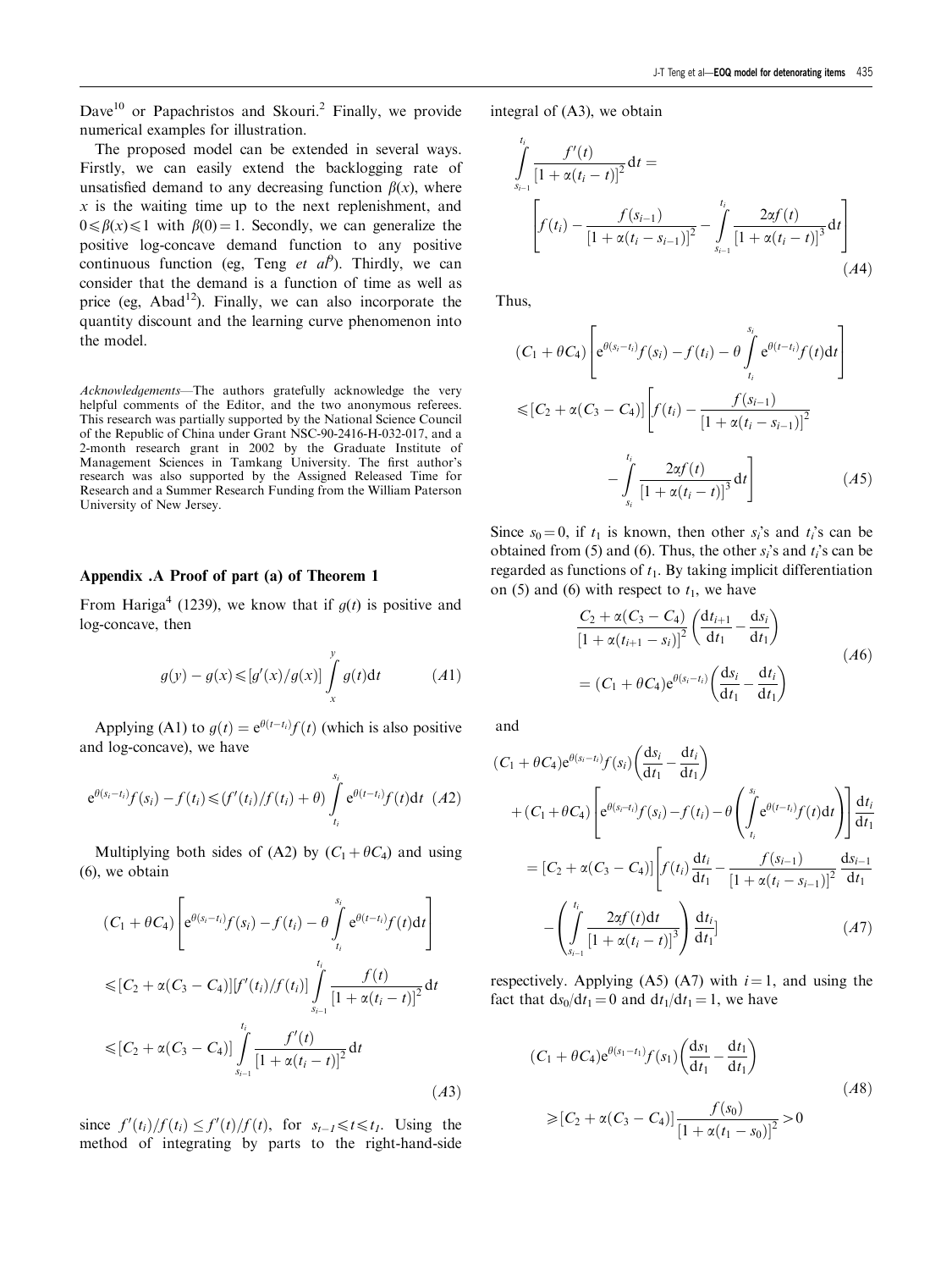Dave[10] or Papachristos and Skouri.[2] Finally, we provide numerical examples for illustration.

The proposed model can be extended in several ways. Firstly, we can easily extend the backlogging rate of unsatisfied demand to any decreasing function $\beta(x)$, where $x$ is the waiting time up to the next replenishment, and $0 \leqslant \beta(x) \leqslant 1$ with $\beta(0) = 1$. Secondly, we can generalize the positive log-concave demand function to any positive continuous function (eg, Teng *et al*[9]). Thirdly, we can consider that the demand is a function of time as well as price (eg, Abad[12]). Finally, we can also incorporate the quantity discount and the learning curve phenomenon into the model.

*Acknowledgements*—The authors gratefully acknowledge the very helpful comments of the Editor, and the two anonymous referees. This research was partially supported by the National Science Council of the Republic of China under Grant NSC-90-2416-H-032-017, and a 2-month research grant in 2002 by the Graduate Institute of Management Sciences in Tamkang University. The first author's research was also supported by the Assigned Released Time for Research and a Summer Research Funding from the William Paterson University of New Jersey.

## Appendix .A Proof of part (a) of Theorem 1

From Hariga[4] (1239), we know that if $g(t)$ is positive and log-concave, then

$$g(y) - g(x) \leqslant [g'(x)/g(x)] \int_x^y g(t)\mathrm{d}t \qquad (A1)$$

Applying (A1) to $g(t) = \mathrm{e}^{\theta(t-t_i)} f(t)$ (which is also positive and log-concave), we have

$$\mathrm{e}^{\theta(s_i - t_i)} f(s_i) - f(t_i) \leqslant (f'(t_i)/f(t_i) + \theta) \int_{t_i}^{s_i} \mathrm{e}^{\theta(t-t_i)} f(t)\mathrm{d}t \quad (A2)$$

Multiplying both sides of (A2) by $(C_1 + \theta C_4)$ and using (6), we obtain

$$\begin{aligned}(C_1 + \theta C_4)&\left[\mathrm{e}^{\theta(s_i-t_i)} f(s_i) - f(t_i) - \theta \int_{t_i}^{s_i} \mathrm{e}^{\theta(t-t_i)} f(t)\mathrm{d}t\right] \\ &\leqslant [C_2 + \alpha(C_3 - C_4)][f'(t_i)/f(t_i)] \int_{s_{i-1}}^{t_i} \frac{f(t)}{[1+\alpha(t_i - t)]^2}\mathrm{d}t \\ &\leqslant [C_2 + \alpha(C_3 - C_4)] \int_{s_{i-1}}^{t_i} \frac{f'(t)}{[1+\alpha(t_i - t)]^2}\mathrm{d}t \end{aligned} \qquad (A3)$$

since $f'(t_i)/f(t_i) \leq f'(t)/f(t)$, for $s_{i-1} \leqslant t \leqslant t_i$. Using the method of integrating by parts to the right-hand-side integral of (A3), we obtain

$$\int_{s_{i-1}}^{t_i} \frac{f'(t)}{[1+\alpha(t_i-t)]^2}\mathrm{d}t = \left[f(t_i) - \frac{f(s_{i-1})}{[1+\alpha(t_i - s_{i-1})]^2} - \int_{s_{i-1}}^{t_i} \frac{2\alpha f(t)}{[1+\alpha(t_i - t)]^3}\mathrm{d}t\right] \qquad (A4)$$

Thus,

$$\begin{aligned}(C_1 + \theta C_4)&\left[\mathrm{e}^{\theta(s_i-t_i)} f(s_i) - f(t_i) - \theta \int_{t_i}^{s_i} \mathrm{e}^{\theta(t-t_i)} f(t)\mathrm{d}t\right] \\ &\leqslant [C_2 + \alpha(C_3 - C_4)]\left[f(t_i) - \frac{f(s_{i-1})}{[1+\alpha(t_i - s_{i-1})]^2} - \int_{s_i}^{t_i} \frac{2\alpha f(t)}{[1+\alpha(t_i-t)]^3}\mathrm{d}t\right]\end{aligned} \qquad (A5)$$

Since $s_0 = 0$, if $t_1$ is known, then other $s_i$'s and $t_i$'s can be obtained from (5) and (6). Thus, the other $s_i$'s and $t_i$'s can be regarded as functions of $t_1$. By taking implicit differentiation on (5) and (6) with respect to $t_1$, we have

$$\begin{aligned}&\frac{C_2 + \alpha(C_3 - C_4)}{[1+\alpha(t_{i+1} - s_i)]^2}\left(\frac{\mathrm{d}t_{i+1}}{\mathrm{d}t_1} - \frac{\mathrm{d}s_i}{\mathrm{d}t_1}\right) \\ &= (C_1 + \theta C_4)\mathrm{e}^{\theta(s_i - t_i)}\left(\frac{\mathrm{d}s_i}{\mathrm{d}t_1} - \frac{\mathrm{d}t_i}{\mathrm{d}t_1}\right)\end{aligned} \qquad (A6)$$

and

$$\begin{aligned}&(C_1 + \theta C_4)\mathrm{e}^{\theta(s_i-t_i)} f(s_i)\left(\frac{\mathrm{d}s_i}{\mathrm{d}t_1} - \frac{\mathrm{d}t_i}{\mathrm{d}t_1}\right) \\ &\quad + (C_1 + \theta C_4)\left[\mathrm{e}^{\theta(s_i-t_i)} f(s_i) - f(t_i) - \theta\left(\int_{t_i}^{s_i} \mathrm{e}^{\theta(t-t_i)} f(t)\mathrm{d}t\right)\right]\frac{\mathrm{d}t_i}{\mathrm{d}t_1} \\ &= [C_2 + \alpha(C_3 - C_4)]\left[f(t_i)\frac{\mathrm{d}t_i}{\mathrm{d}t_1} - \frac{f(s_{i-1})}{[1+\alpha(t_i - s_{i-1})]^2}\frac{\mathrm{d}s_{i-1}}{\mathrm{d}t_1} - \left(\int_{s_{i-1}}^{t_i} \frac{2\alpha f(t)\mathrm{d}t}{[1+\alpha(t_i-t)]^3}\right)\frac{\mathrm{d}t_i}{\mathrm{d}t_1}\right]\end{aligned} \qquad (A7)$$

respectively. Applying (A5) (A7) with $i = 1$, and using the fact that $\mathrm{d}s_0/\mathrm{d}t_1 = 0$ and $\mathrm{d}t_1/\mathrm{d}t_1 = 1$, we have

$$\begin{aligned}&(C_1 + \theta C_4)\mathrm{e}^{\theta(s_1 - t_1)} f(s_1)\left(\frac{\mathrm{d}s_1}{\mathrm{d}t_1} - \frac{\mathrm{d}t_1}{\mathrm{d}t_1}\right) \\ &\geqslant [C_2 + \alpha(C_3 - C_4)]\frac{f(s_0)}{[1+\alpha(t_1 - s_0)]^2} > 0\end{aligned} \qquad (A8)$$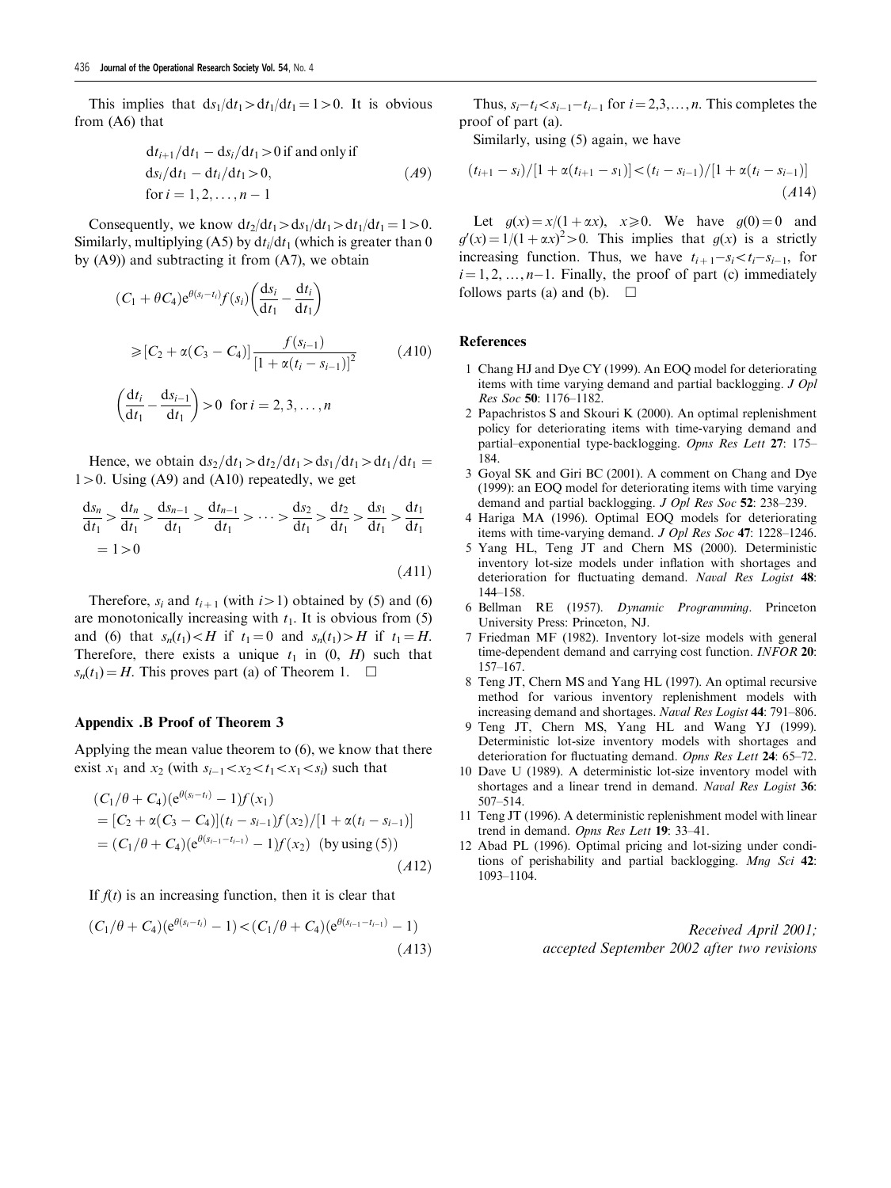This implies that $\mathrm{d}s_1/\mathrm{d}t_1 > \mathrm{d}t_1/\mathrm{d}t_1 = 1 > 0$. It is obvious from (A6) that

$$\begin{aligned}
&\mathrm{d}t_{i+1}/\mathrm{d}t_1 - \mathrm{d}s_i/\mathrm{d}t_1 > 0 \text{ if and only if} \\
&\mathrm{d}s_i/\mathrm{d}t_1 - \mathrm{d}t_i/\mathrm{d}t_1 > 0, \\
&\text{for } i = 1, 2, \ldots, n-1
\end{aligned} \tag{A9}$$

Consequently, we know $\mathrm{d}t_2/\mathrm{d}t_1 > \mathrm{d}s_1/\mathrm{d}t_1 > \mathrm{d}t_1/\mathrm{d}t_1 = 1 > 0$. Similarly, multiplying (A5) by $\mathrm{d}t_i/\mathrm{d}t_1$ (which is greater than 0 by (A9)) and subtracting it from (A7), we obtain

$$\begin{aligned}
&(C_1 + \theta C_4)\mathrm{e}^{\theta(s_i - t_i)} f(s_i)\left(\frac{\mathrm{d}s_i}{\mathrm{d}t_1} - \frac{\mathrm{d}t_i}{\mathrm{d}t_1}\right) \\
&\geqslant [C_2 + \alpha(C_3 - C_4)]\frac{f(s_{i-1})}{[1 + \alpha(t_i - s_{i-1})]^2} \\
&\left(\frac{\mathrm{d}t_i}{\mathrm{d}t_1} - \frac{\mathrm{d}s_{i-1}}{\mathrm{d}t_1}\right) > 0 \quad \text{for } i = 2, 3, \ldots, n
\end{aligned} \tag{A10}$$

Hence, we obtain $\mathrm{d}s_2/\mathrm{d}t_1 > \mathrm{d}t_2/\mathrm{d}t_1 > \mathrm{d}s_1/\mathrm{d}t_1 > \mathrm{d}t_1/\mathrm{d}t_1 = 1 > 0$. Using (A9) and (A10) repeatedly, we get

$$\begin{aligned}
&\frac{\mathrm{d}s_n}{\mathrm{d}t_1} > \frac{\mathrm{d}t_n}{\mathrm{d}t_1} > \frac{\mathrm{d}s_{n-1}}{\mathrm{d}t_1} > \frac{\mathrm{d}t_{n-1}}{\mathrm{d}t_1} > \cdots > \frac{\mathrm{d}s_2}{\mathrm{d}t_1} > \frac{\mathrm{d}t_2}{\mathrm{d}t_1} > \frac{\mathrm{d}s_1}{\mathrm{d}t_1} > \frac{\mathrm{d}t_1}{\mathrm{d}t_1} \\
&= 1 > 0
\end{aligned} \tag{A11}$$

Therefore, $s_i$ and $t_{i+1}$ (with $i > 1$) obtained by (5) and (6) are monotonically increasing with $t_1$. It is obvious from (5) and (6) that $s_n(t_1) < H$ if $t_1 = 0$ and $s_n(t_1) > H$ if $t_1 = H$. Therefore, there exists a unique $t_1$ in $(0, H)$ such that $s_n(t_1) = H$. This proves part (a) of Theorem 1. □

## Appendix .B Proof of Theorem 3

Applying the mean value theorem to (6), we know that there exist $x_1$ and $x_2$ (with $s_{i-1} < x_2 < t_1 < x_1 < s_i$) such that

$$\begin{aligned}
&(C_1/\theta + C_4)(\mathrm{e}^{\theta(s_i - t_i)} - 1)f(x_1) \\
&= [C_2 + \alpha(C_3 - C_4)](t_i - s_{i-1})f(x_2)/[1 + \alpha(t_i - s_{i-1})] \\
&= (C_1/\theta + C_4)(\mathrm{e}^{\theta(s_{i-1} - t_{i-1})} - 1)f(x_2) \quad (\text{by using (5)})
\end{aligned} \tag{A12}$$

If $f(t)$ is an increasing function, then it is clear that

$$(C_1/\theta + C_4)(\mathrm{e}^{\theta(s_i - t_i)} - 1) < (C_1/\theta + C_4)(\mathrm{e}^{\theta(s_{i-1} - t_{i-1})} - 1) \tag{A13}$$

Thus, $s_i - t_i < s_{i-1} - t_{i-1}$ for $i = 2, 3, \ldots, n$. This completes the proof of part (a).

Similarly, using (5) again, we have

$$(t_{i+1} - s_i)/[1 + \alpha(t_{i+1} - s_1)] < (t_i - s_{i-1})/[1 + \alpha(t_i - s_{i-1})] \tag{A14}$$

Let $g(x) = x/(1 + \alpha x)$, $x \geqslant 0$. We have $g(0) = 0$ and $g'(x) = 1/(1 + \alpha x)^2 > 0$. This implies that $g(x)$ is a strictly increasing function. Thus, we have $t_{i+1} - s_i < t_i - s_{i-1}$, for $i = 1, 2, \ldots, n-1$. Finally, the proof of part (c) immediately follows parts (a) and (b). □

## References

1. Chang HJ and Dye CY (1999). An EOQ model for deteriorating items with time varying demand and partial backlogging. *J Opl Res Soc* **50**: 1176–1182.
2. Papachristos S and Skouri K (2000). An optimal replenishment policy for deteriorating items with time-varying demand and partial–exponential type-backlogging. *Opns Res Lett* **27**: 175–184.
3. Goyal SK and Giri BC (2001). A comment on Chang and Dye (1999): an EOQ model for deteriorating items with time varying demand and partial backlogging. *J Opl Res Soc* **52**: 238–239.
4. Hariga MA (1996). Optimal EOQ models for deteriorating items with time-varying demand. *J Opl Res Soc* **47**: 1228–1246.
5. Yang HL, Teng JT and Chern MS (2000). Deterministic inventory lot-size models under inflation with shortages and deterioration for fluctuating demand. *Naval Res Logist* **48**: 144–158.
6. Bellman RE (1957). *Dynamic Programming*. Princeton University Press: Princeton, NJ.
7. Friedman MF (1982). Inventory lot-size models with general time-dependent demand and carrying cost function. *INFOR* **20**: 157–167.
8. Teng JT, Chern MS and Yang HL (1997). An optimal recursive method for various inventory replenishment models with increasing demand and shortages. *Naval Res Logist* **44**: 791–806.
9. Teng JT, Chern MS, Yang HL and Wang YJ (1999). Deterministic lot-size inventory models with shortages and deterioration for fluctuating demand. *Opns Res Lett* **24**: 65–72.
10. Dave U (1989). A deterministic lot-size inventory model with shortages and a linear trend in demand. *Naval Res Logist* **36**: 507–514.
11. Teng JT (1996). A deterministic replenishment model with linear trend in demand. *Opns Res Lett* **19**: 33–41.
12. Abad PL (1996). Optimal pricing and lot-sizing under conditions of perishability and partial backlogging. *Mng Sci* **42**: 1093–1104.

*Received April 2001;*
*accepted September 2002 after two revisions*